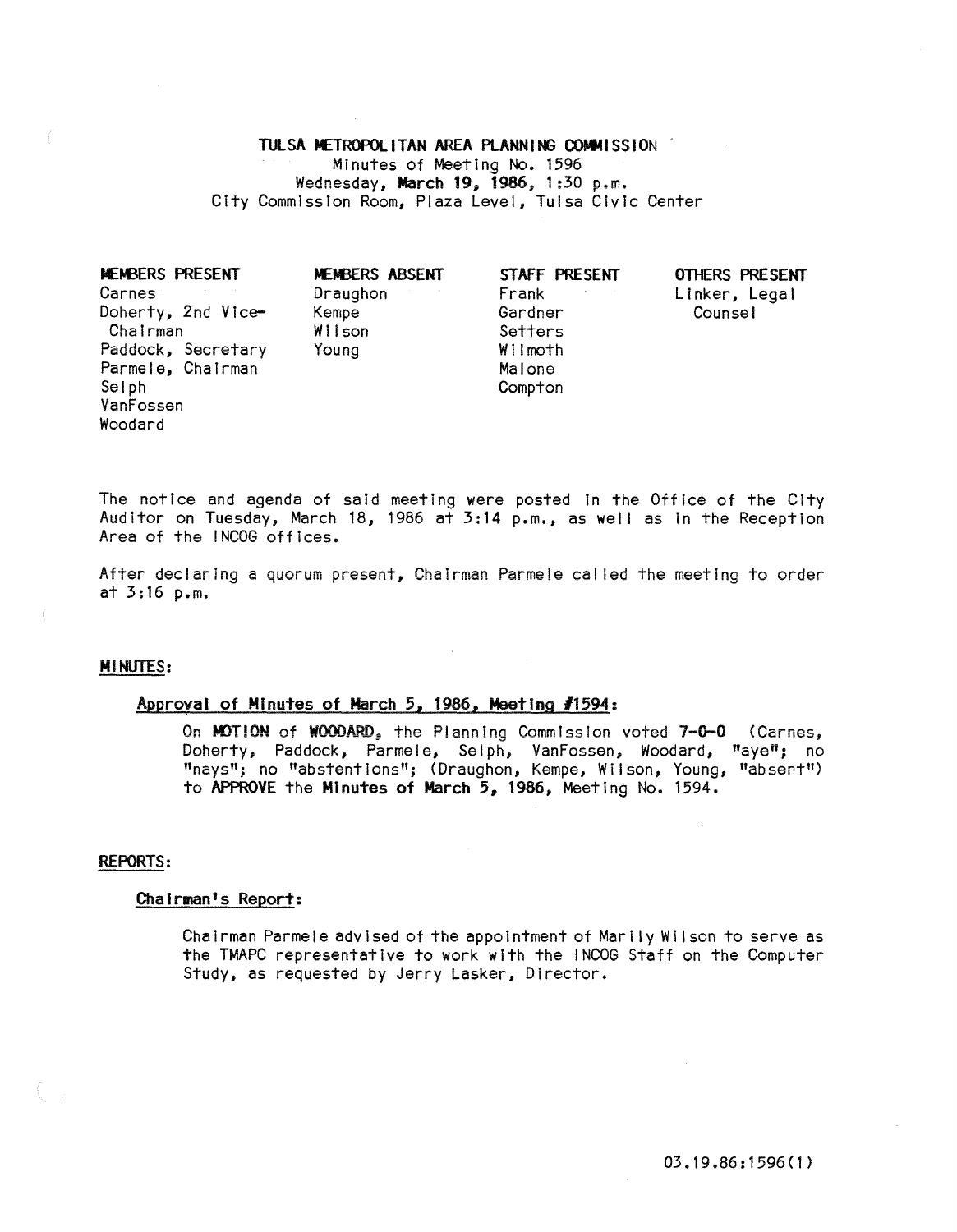# TULSA METROPOLITAN AREA PLANNING COMMISSION

Minutes of Meeting No. 1596
Wednesday, **March 19, 1986**, 1:30 p.m.
City Commission Room, Plaza Level, Tulsa Civic Center

| MEMBERS PRESENT | MEMBERS ABSENT | STAFF PRESENT | OTHERS PRESENT |
|---|---|---|---|
| Carnes | Draughon | Frank | Linker, Legal Counsel |
| Doherty, 2nd Vice-Chairman | Kempe | Gardner | |
| Paddock, Secretary | Wilson | Setters | |
| Parmele, Chairman | Young | Wilmoth | |
| Selph | | Malone | |
| VanFossen | | Compton | |
| Woodard | | | |

The notice and agenda of said meeting were posted in the Office of the City Auditor on Tuesday, March 18, 1986 at 3:14 p.m., as well as in the Reception Area of the INCOG offices.

After declaring a quorum present, Chairman Parmele called the meeting to order at 3:16 p.m.

## MINUTES:

### Approval of Minutes of March 5, 1986, Meeting #1594:

On **MOTION** of **WOODARD**, the Planning Commission voted **7-0-0** (Carnes, Doherty, Paddock, Parmele, Selph, VanFossen, Woodard, "aye"; no "nays"; no "abstentions"; (Draughon, Kempe, Wilson, Young, "absent") to **APPROVE** the **Minutes of March 5, 1986**, Meeting No. 1594.

## REPORTS:

### Chairman's Report:

Chairman Parmele advised of the appointment of Marily Wilson to serve as the TMAPC representative to work with the INCOG Staff on the Computer Study, as requested by Jerry Lasker, Director.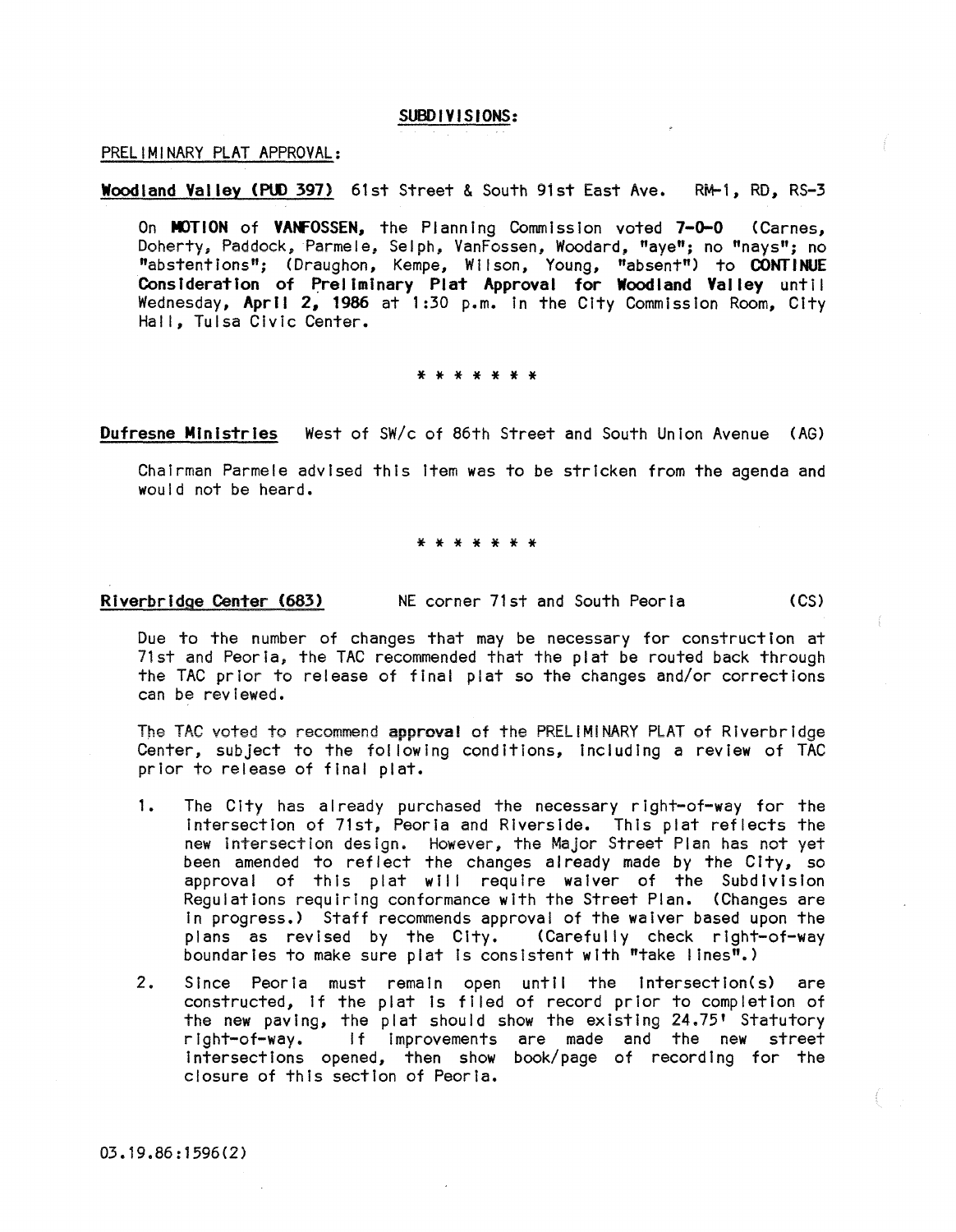**SUBDIVISIONS:**

PRELIMINARY PLAT APPROVAL:

**Woodland Valley (PUD 397)** 61st Street & South 91st East Ave. RM-1, RD, RS-3

On **MOTION** of **VANFOSSEN**, the Planning Commission voted **7-0-0** (Carnes, Doherty, Paddock, Parmele, Selph, VanFossen, Woodard, "aye"; no "nays"; no "abstentions"; (Draughon, Kempe, Wilson, Young, "absent") to **CONTINUE Consideration of Preliminary Plat Approval for Woodland Valley** until Wednesday, **April 2, 1986** at 1:30 p.m. in the City Commission Room, City Hall, Tulsa Civic Center.

* * * * * * *

**Dufresne Ministries** West of SW/c of 86th Street and South Union Avenue (AG)

Chairman Parmele advised this item was to be stricken from the agenda and would not be heard.

* * * * * * *

**Riverbridge Center (683)** NE corner 71st and South Peoria (CS)

Due to the number of changes that may be necessary for construction at 71st and Peoria, the TAC recommended that the plat be routed back through the TAC prior to release of final plat so the changes and/or corrections can be reviewed.

The TAC voted to recommend **approval** of the PRELIMINARY PLAT of Riverbridge Center, subject to the following conditions, including a review of TAC prior to release of final plat.

1. The City has already purchased the necessary right-of-way for the intersection of 71st, Peoria and Riverside. This plat reflects the new intersection design. However, the Major Street Plan has not yet been amended to reflect the changes already made by the City, so approval of this plat will require waiver of the Subdivision Regulations requiring conformance with the Street Plan. (Changes are in progress.) Staff recommends approval of the waiver based upon the plans as revised by the City. (Carefully check right-of-way boundaries to make sure plat is consistent with "take lines".)

2. Since Peoria must remain open until the intersection(s) are constructed, if the plat is filed of record prior to completion of the new paving, the plat should show the existing 24.75' Statutory right-of-way. If improvements are made and the new street intersections opened, then show book/page of recording for the closure of this section of Peoria.

03.19.86:1596(2)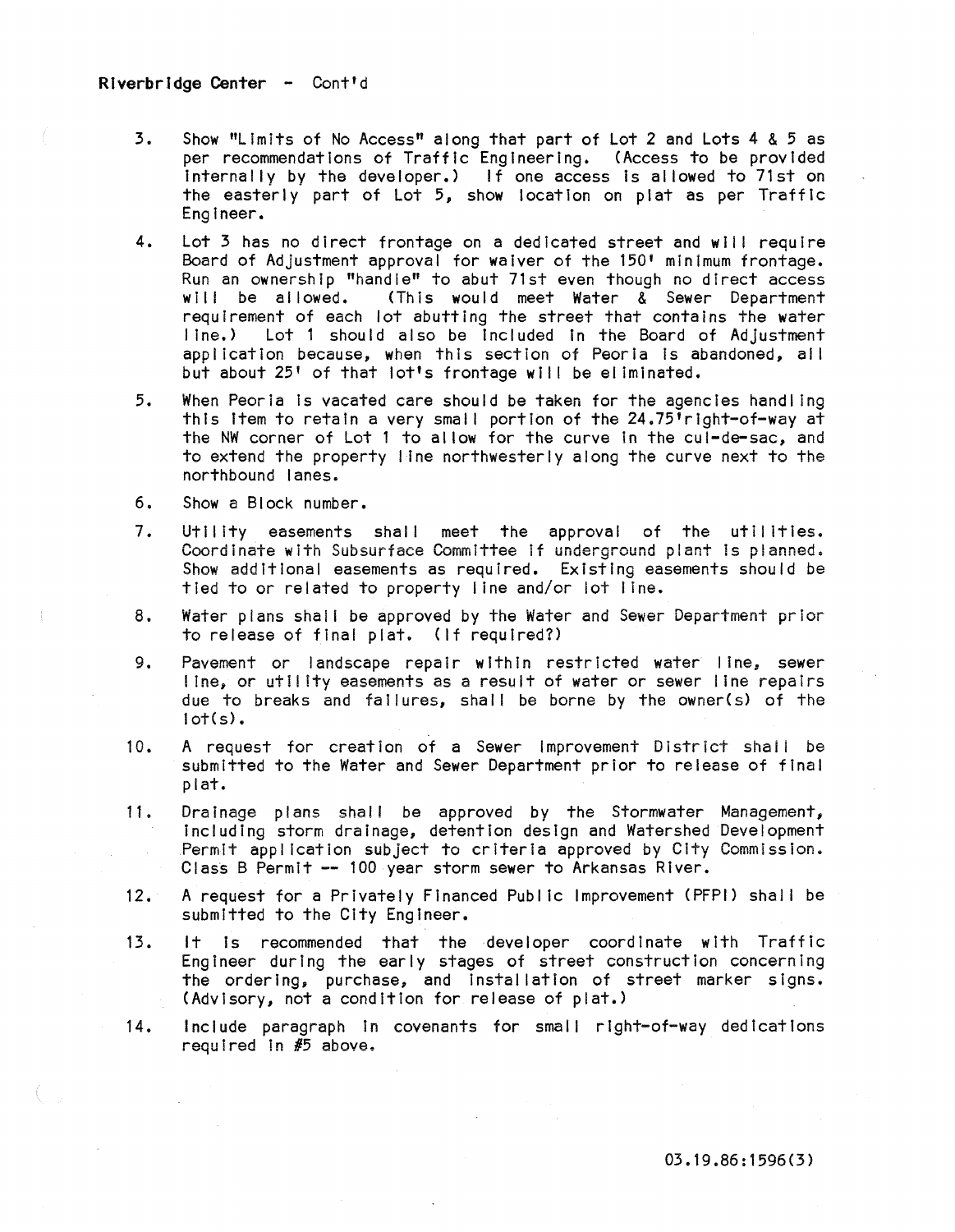Riverbridge Center - Cont'd

3. Show "Limits of No Access" along that part of Lot 2 and Lots 4 & 5 as per recommendations of Traffic Engineering. (Access to be provided internally by the developer.) If one access is allowed to 71st on the easterly part of Lot 5, show location on plat as per Traffic Engineer.

4. Lot 3 has no direct frontage on a dedicated street and will require Board of Adjustment approval for waiver of the 150' minimum frontage. Run an ownership "handle" to abut 71st even though no direct access will be allowed. (This would meet Water & Sewer Department requirement of each lot abutting the street that contains the water line.) Lot 1 should also be included in the Board of Adjustment application because, when this section of Peoria is abandoned, all but about 25' of that lot's frontage will be eliminated.

5. When Peoria is vacated care should be taken for the agencies handling this item to retain a very small portion of the 24.75'right-of-way at the NW corner of Lot 1 to allow for the curve in the cul-de-sac, and to extend the property line northwesterly along the curve next to the northbound lanes.

6. Show a Block number.

7. Utility easements shall meet the approval of the utilities. Coordinate with Subsurface Committee if underground plant is planned. Show additional easements as required. Existing easements should be tied to or related to property line and/or lot line.

8. Water plans shall be approved by the Water and Sewer Department prior to release of final plat. (If required?)

9. Pavement or landscape repair within restricted water line, sewer line, or utility easements as a result of water or sewer line repairs due to breaks and failures, shall be borne by the owner(s) of the lot(s).

10. A request for creation of a Sewer Improvement District shall be submitted to the Water and Sewer Department prior to release of final plat.

11. Drainage plans shall be approved by the Stormwater Management, including storm drainage, detention design and Watershed Development Permit application subject to criteria approved by City Commission. Class B Permit -- 100 year storm sewer to Arkansas River.

12. A request for a Privately Financed Public Improvement (PFPI) shall be submitted to the City Engineer.

13. It is recommended that the developer coordinate with Traffic Engineer during the early stages of street construction concerning the ordering, purchase, and installation of street marker signs. (Advisory, not a condition for release of plat.)

14. Include paragraph in covenants for small right-of-way dedications required in #5 above.

03.19.86:1596(3)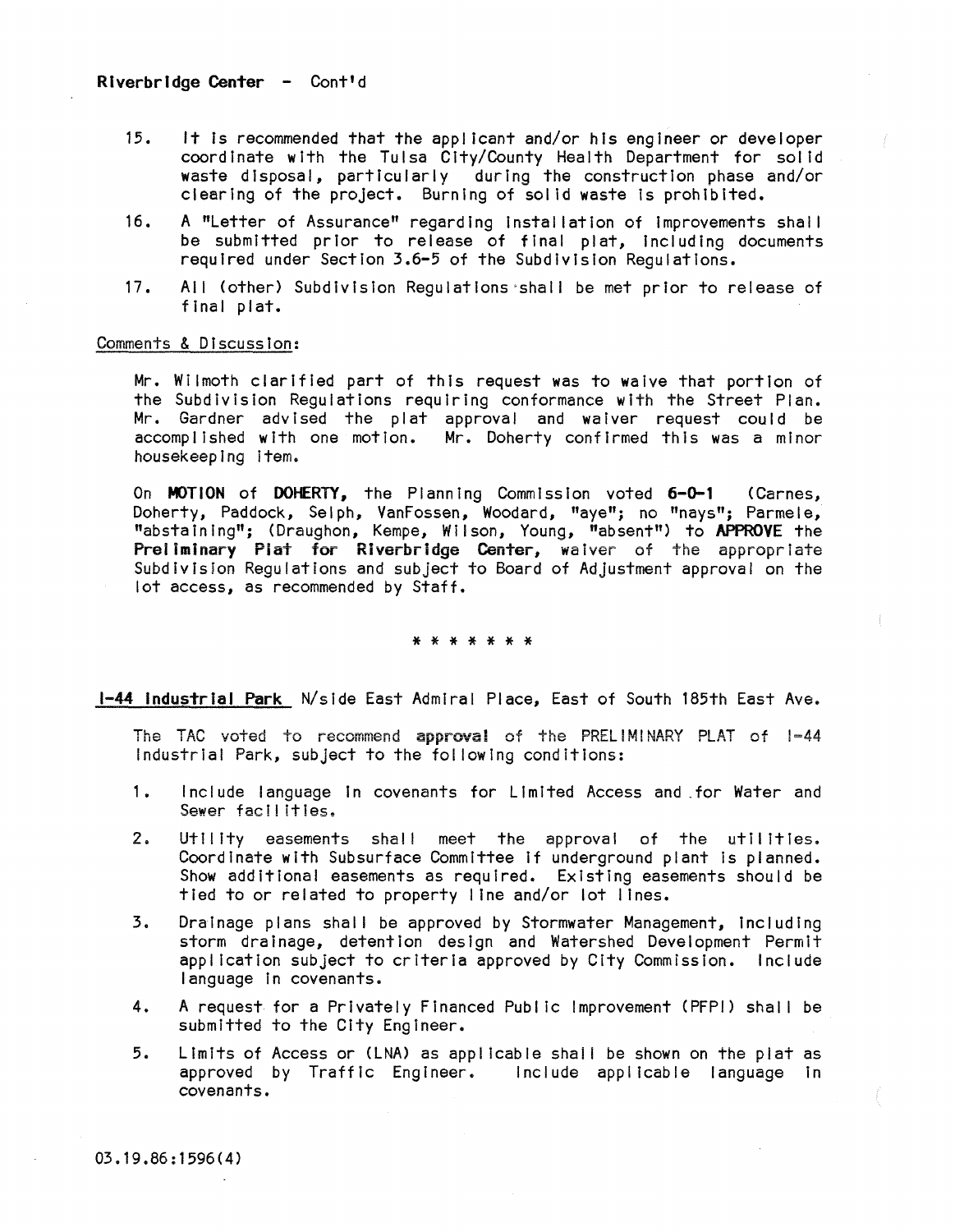**Riverbridge Center - Cont'd**

15. It is recommended that the applicant and/or his engineer or developer coordinate with the Tulsa City/County Health Department for solid waste disposal, particularly during the construction phase and/or clearing of the project. Burning of solid waste is prohibited.

16. A "Letter of Assurance" regarding installation of improvements shall be submitted prior to release of final plat, including documents required under Section 3.6-5 of the Subdivision Regulations.

17. All (other) Subdivision Regulations shall be met prior to release of final plat.

Comments & Discussion:

Mr. Wilmoth clarified part of this request was to waive that portion of the Subdivision Regulations requiring conformance with the Street Plan. Mr. Gardner advised the plat approval and waiver request could be accomplished with one motion. Mr. Doherty confirmed this was a minor housekeeping item.

On **MOTION** of **DOHERTY**, the Planning Commission voted **6-0-1** (Carnes, Doherty, Paddock, Selph, VanFossen, Woodard, "aye"; no "nays"; Parmele, "abstaining"; (Draughon, Kempe, Wilson, Young, "absent") to **APPROVE** the **Preliminary Plat for Riverbridge Center**, waiver of the appropriate Subdivision Regulations and subject to Board of Adjustment approval on the lot access, as recommended by Staff.

\* \* \* \* \* \* \*

**I-44 Industrial Park** N/side East Admiral Place, East of South 185th East Ave.

The TAC voted to recommend **approval** of the PRELIMINARY PLAT of I-44 Industrial Park, subject to the following conditions:

1. Include language in covenants for Limited Access and for Water and Sewer facilities.

2. Utility easements shall meet the approval of the utilities. Coordinate with Subsurface Committee if underground plant is planned. Show additional easements as required. Existing easements should be tied to or related to property line and/or lot lines.

3. Drainage plans shall be approved by Stormwater Management, including storm drainage, detention design and Watershed Development Permit application subject to criteria approved by City Commission. Include language in covenants.

4. A request for a Privately Financed Public Improvement (PFPI) shall be submitted to the City Engineer.

5. Limits of Access or (LNA) as applicable shall be shown on the plat as approved by Traffic Engineer. Include applicable language in covenants.

03.19.86:1596(4)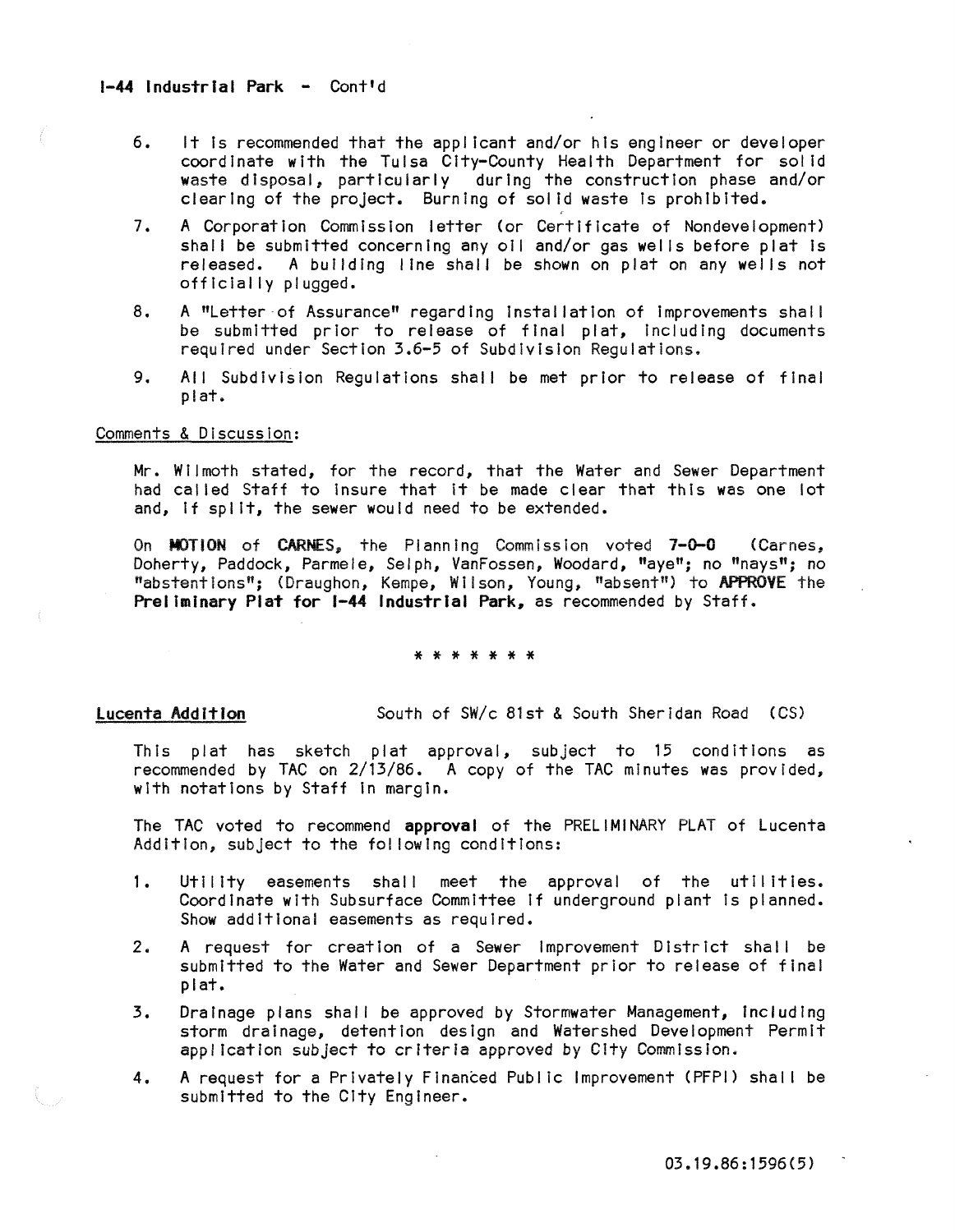**I-44 Industrial Park - Cont'd**

6. It is recommended that the applicant and/or his engineer or developer coordinate with the Tulsa City-County Health Department for solid waste disposal, particularly during the construction phase and/or clearing of the project. Burning of solid waste is prohibited.

7. A Corporation Commission letter (or Certificate of Nondevelopment) shall be submitted concerning any oil and/or gas wells before plat is released. A building line shall be shown on plat on any wells not officially plugged.

8. A "Letter of Assurance" regarding installation of improvements shall be submitted prior to release of final plat, including documents required under Section 3.6-5 of Subdivision Regulations.

9. All Subdivision Regulations shall be met prior to release of final plat.

Comments & Discussion:

Mr. Wilmoth stated, for the record, that the Water and Sewer Department had called Staff to insure that it be made clear that this was one lot and, if split, the sewer would need to be extended.

On **MOTION** of **CARNES**, the Planning Commission voted **7-0-0** (Carnes, Doherty, Paddock, Parmele, Selph, VanFossen, Woodard, "aye"; no "nays"; no "abstentions"; (Draughon, Kempe, Wilson, Young, "absent") to **APPROVE** the **Preliminary Plat for I-44 Industrial Park**, as recommended by Staff.

* * * * * * *

**Lucenta Addition** South of SW/c 81st & South Sheridan Road (CS)

This plat has sketch plat approval, subject to 15 conditions as recommended by TAC on 2/13/86. A copy of the TAC minutes was provided, with notations by Staff in margin.

The TAC voted to recommend **approval** of the PRELIMINARY PLAT of Lucenta Addition, subject to the following conditions:

1. Utility easements shall meet the approval of the utilities. Coordinate with Subsurface Committee if underground plant is planned. Show additional easements as required.

2. A request for creation of a Sewer Improvement District shall be submitted to the Water and Sewer Department prior to release of final plat.

3. Drainage plans shall be approved by Stormwater Management, including storm drainage, detention design and Watershed Development Permit application subject to criteria approved by City Commission.

4. A request for a Privately Financed Public Improvement (PFPI) shall be submitted to the City Engineer.

03.19.86:1596(5)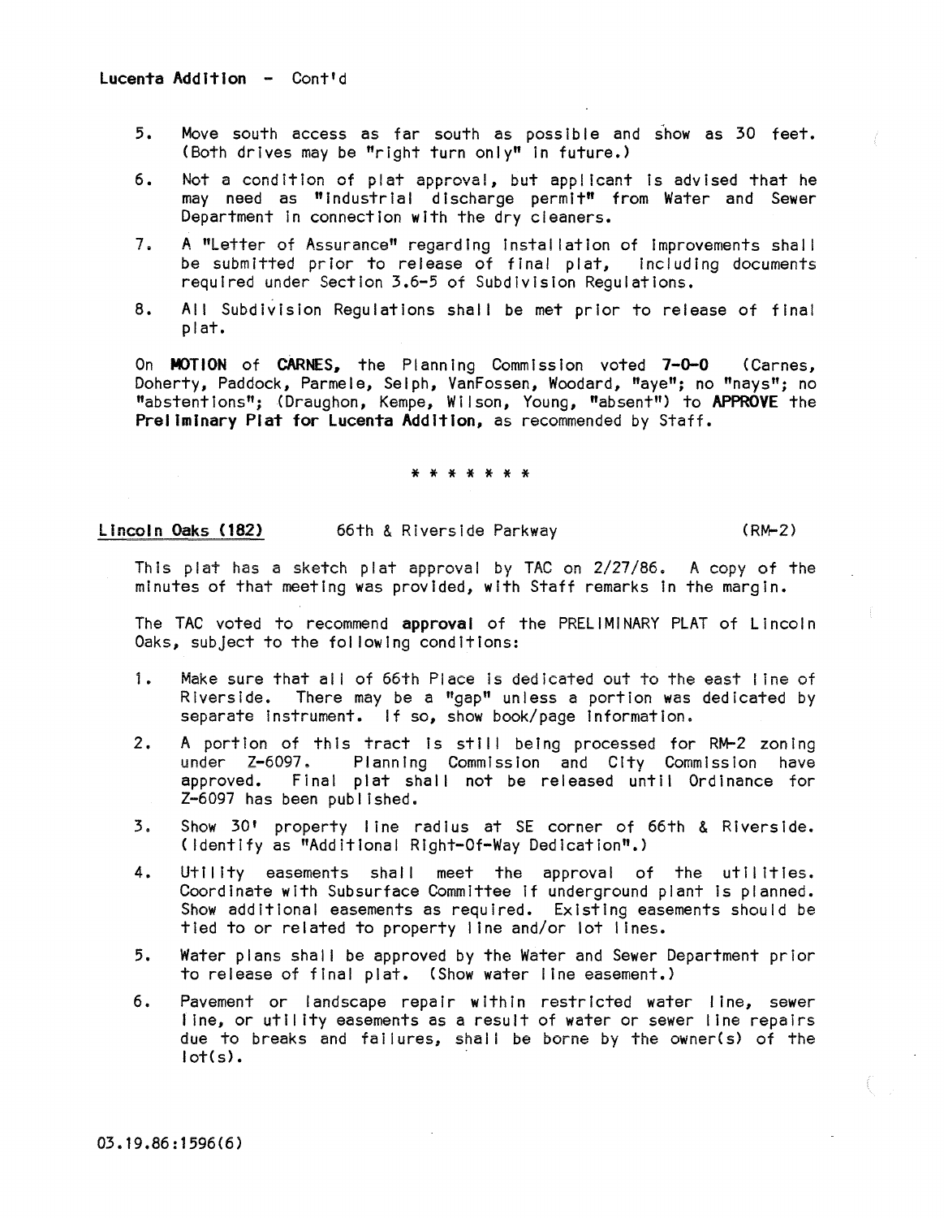**Lucenta Addition** - Cont'd

5. Move south access as far south as possible and show as 30 feet. (Both drives may be "right turn only" in future.)

6. Not a condition of plat approval, but applicant is advised that he may need as "industrial discharge permit" from Water and Sewer Department in connection with the dry cleaners.

7. A "Letter of Assurance" regarding installation of improvements shall be submitted prior to release of final plat, including documents required under Section 3.6-5 of Subdivision Regulations.

8. All Subdivision Regulations shall be met prior to release of final plat.

On **MOTION** of **CARNES**, the Planning Commission voted **7-0-0** (Carnes, Doherty, Paddock, Parmele, Selph, VanFossen, Woodard, "aye"; no "nays"; no "abstentions"; (Draughon, Kempe, Wilson, Young, "absent") to **APPROVE** the **Preliminary Plat for Lucenta Addition**, as recommended by Staff.

\* \* \* \* \* \* \*

**Lincoln Oaks (182)** 66th & Riverside Parkway (RM-2)

This plat has a sketch plat approval by TAC on 2/27/86. A copy of the minutes of that meeting was provided, with Staff remarks in the margin.

The TAC voted to recommend **approval** of the PRELIMINARY PLAT of Lincoln Oaks, subject to the following conditions:

1. Make sure that all of 66th Place is dedicated out to the east line of Riverside. There may be a "gap" unless a portion was dedicated by separate instrument. If so, show book/page information.

2. A portion of this tract is still being processed for RM-2 zoning under Z-6097. Planning Commission and City Commission have approved. Final plat shall not be released until Ordinance for Z-6097 has been published.

3. Show 30' property line radius at SE corner of 66th & Riverside. (Identify as "Additional Right-Of-Way Dedication".)

4. Utility easements shall meet the approval of the utilities. Coordinate with Subsurface Committee if underground plant is planned. Show additional easements as required. Existing easements should be tied to or related to property line and/or lot lines.

5. Water plans shall be approved by the Water and Sewer Department prior to release of final plat. (Show water line easement.)

6. Pavement or landscape repair within restricted water line, sewer line, or utility easements as a result of water or sewer line repairs due to breaks and failures, shall be borne by the owner(s) of the lot(s).

03.19.86:1596(6)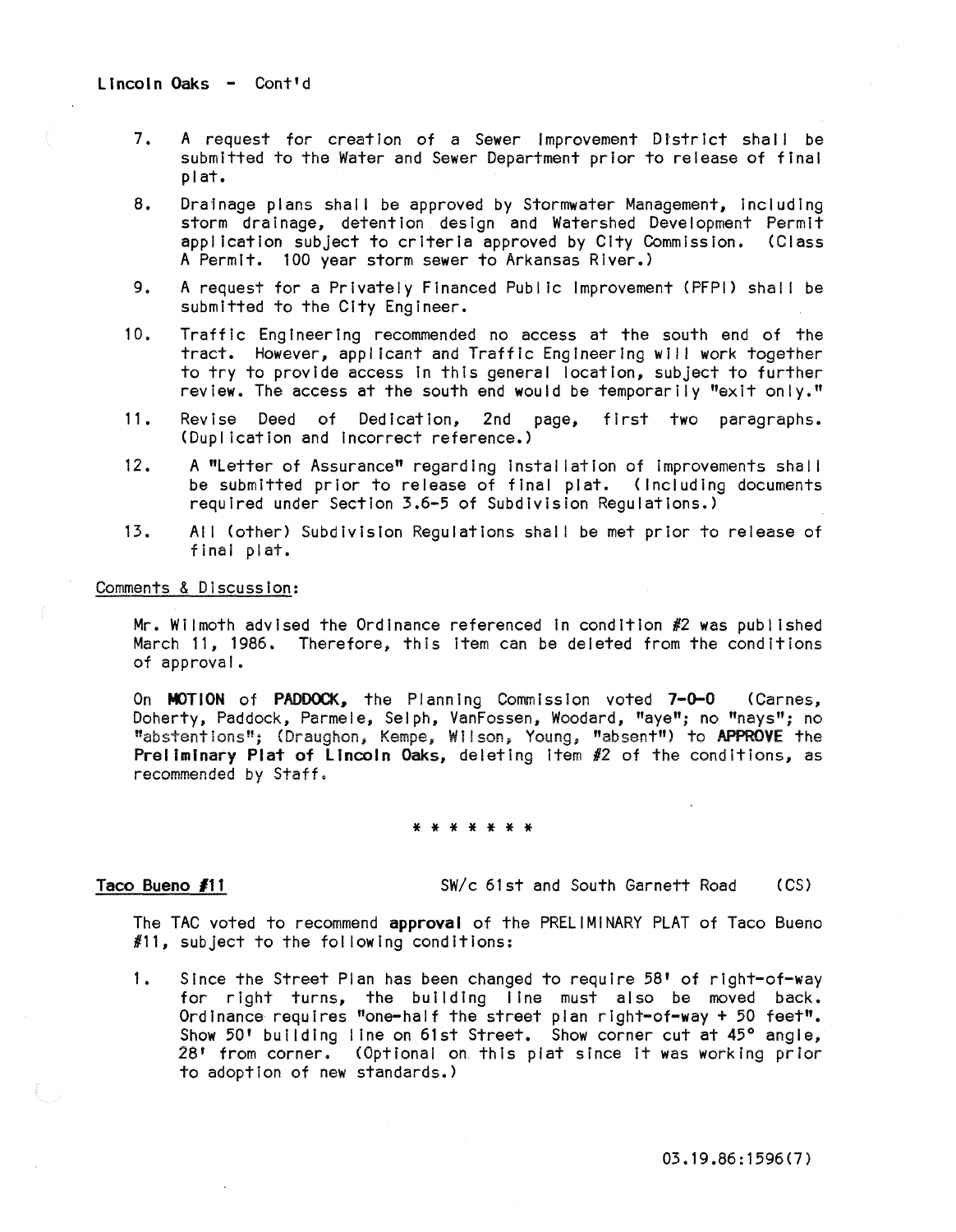Lincoln Oaks - Cont'd

7. A request for creation of a Sewer Improvement District shall be submitted to the Water and Sewer Department prior to release of final plat.

8. Drainage plans shall be approved by Stormwater Management, including storm drainage, detention design and Watershed Development Permit application subject to criteria approved by City Commission. (Class A Permit. 100 year storm sewer to Arkansas River.)

9. A request for a Privately Financed Public Improvement (PFPI) shall be submitted to the City Engineer.

10. Traffic Engineering recommended no access at the south end of the tract. However, applicant and Traffic Engineering will work together to try to provide access in this general location, subject to further review. The access at the south end would be temporarily "exit only."

11. Revise Deed of Dedication, 2nd page, first two paragraphs. (Duplication and incorrect reference.)

12. A "Letter of Assurance" regarding installation of improvements shall be submitted prior to release of final plat. (Including documents required under Section 3.6-5 of Subdivision Regulations.)

13. All (other) Subdivision Regulations shall be met prior to release of final plat.

Comments & Discussion:

Mr. Wilmoth advised the Ordinance referenced in condition #2 was published March 11, 1986. Therefore, this item can be deleted from the conditions of approval.

On **MOTION** of **PADDOCK,** the Planning Commission voted **7-0-0** (Carnes, Doherty, Paddock, Parmele, Selph, VanFossen, Woodard, "aye"; no "nays"; no "abstentions"; (Draughon, Kempe, Wilson, Young, "absent") to **APPROVE** the **Preliminary Plat of Lincoln Oaks,** deleting item #2 of the conditions, as recommended by Staff.

\* \* \* \* \* \* \*

**Taco Bueno #11** SW/c 61st and South Garnett Road (CS)

The TAC voted to recommend **approval** of the PRELIMINARY PLAT of Taco Bueno #11, subject to the following conditions:

1. Since the Street Plan has been changed to require 58' of right-of-way for right turns, the building line must also be moved back. Ordinance requires "one-half the street plan right-of-way + 50 feet". Show 50' building line on 61st Street. Show corner cut at 45° angle, 28' from corner. (Optional on this plat since it was working prior to adoption of new standards.)

03.19.86:1596(7)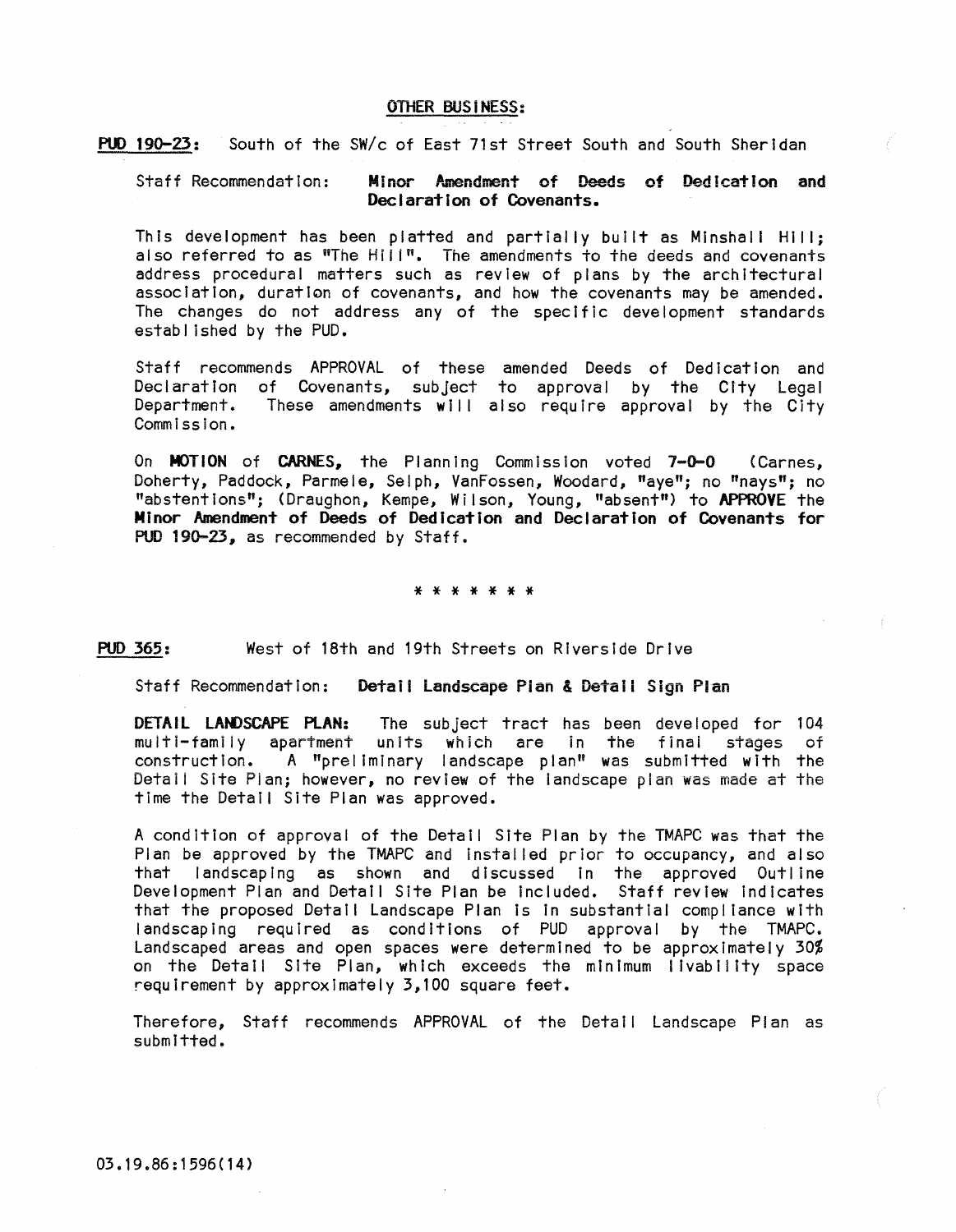## OTHER BUSINESS:

**PUD 190-23:** South of the SW/c of East 71st Street South and South Sheridan

Staff Recommendation: **Minor Amendment of Deeds of Dedication and Declaration of Covenants.**

This development has been platted and partially built as Minshall Hill; also referred to as "The Hill". The amendments to the deeds and covenants address procedural matters such as review of plans by the architectural association, duration of covenants, and how the covenants may be amended. The changes do not address any of the specific development standards established by the PUD.

Staff recommends APPROVAL of these amended Deeds of Dedication and Declaration of Covenants, subject to approval by the City Legal Department. These amendments will also require approval by the City Commission.

On **MOTION** of **CARNES,** the Planning Commission voted **7-0-0** (Carnes, Doherty, Paddock, Parmele, Selph, VanFossen, Woodard, "aye"; no "nays"; no "abstentions"; (Draughon, Kempe, Wilson, Young, "absent") to **APPROVE** the **Minor Amendment of Deeds of Dedication and Declaration of Covenants for PUD 190-23,** as recommended by Staff.

\* \* \* \* \* \* \*

**PUD 365:** West of 18th and 19th Streets on Riverside Drive

Staff Recommendation: **Detail Landscape Plan & Detail Sign Plan**

**DETAIL LANDSCAPE PLAN:** The subject tract has been developed for 104 multi-family apartment units which are in the final stages of construction. A "preliminary landscape plan" was submitted with the Detail Site Plan; however, no review of the landscape plan was made at the time the Detail Site Plan was approved.

A condition of approval of the Detail Site Plan by the TMAPC was that the Plan be approved by the TMAPC and installed prior to occupancy, and also that landscaping as shown and discussed in the approved Outline Development Plan and Detail Site Plan be included. Staff review indicates that the proposed Detail Landscape Plan is in substantial compliance with landscaping required as conditions of PUD approval by the TMAPC. Landscaped areas and open spaces were determined to be approximately 30% on the Detail Site Plan, which exceeds the minimum livability space requirement by approximately 3,100 square feet.

Therefore, Staff recommends APPROVAL of the Detail Landscape Plan as submitted.

03.19.86:1596(14)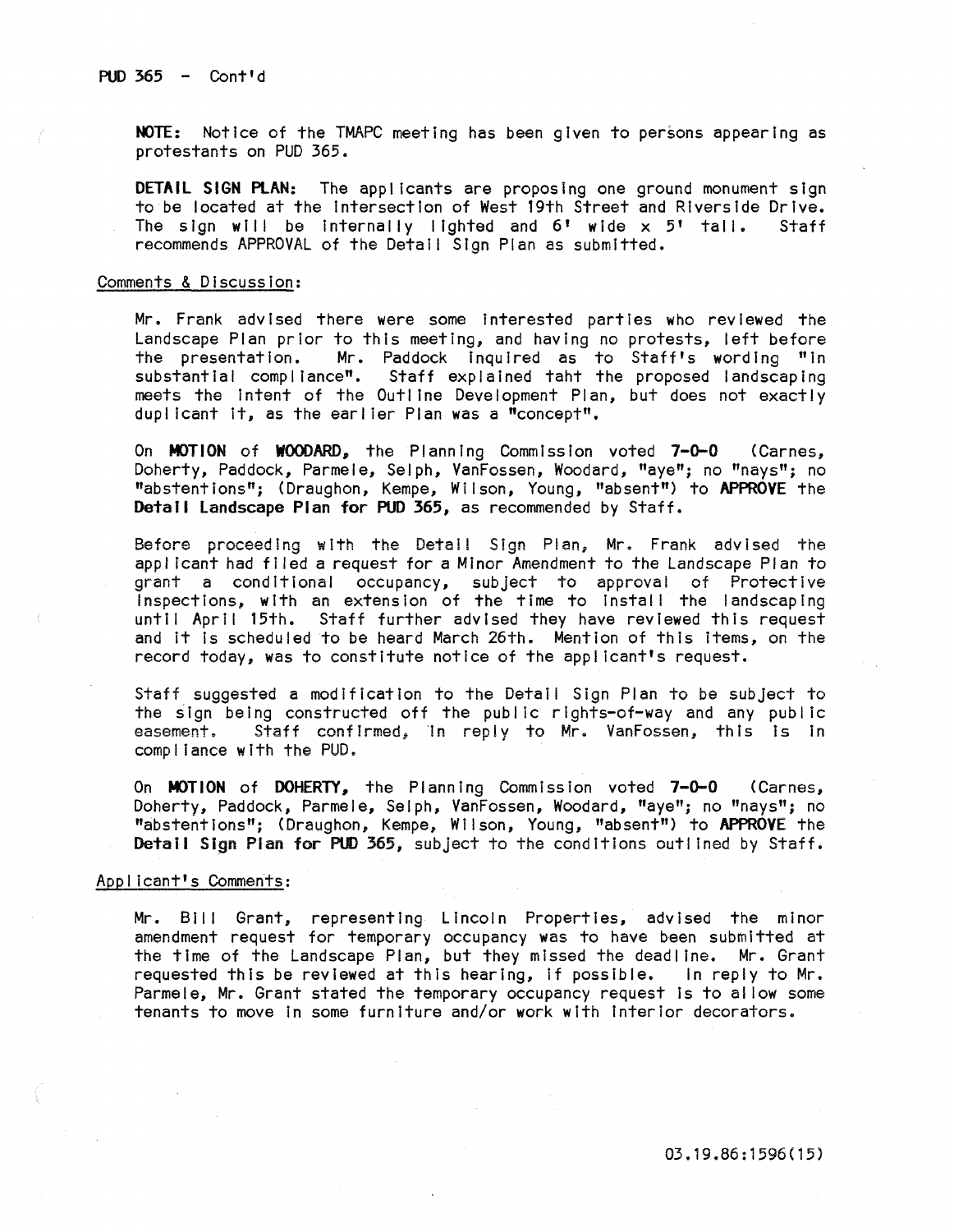PUD 365 - Cont'd

**NOTE:** Notice of the TMAPC meeting has been given to persons appearing as protestants on PUD 365.

**DETAIL SIGN PLAN:** The applicants are proposing one ground monument sign to be located at the intersection of West 19th Street and Riverside Drive. The sign will be internally lighted and 6' wide x 5' tall. Staff recommends APPROVAL of the Detail Sign Plan as submitted.

Comments & Discussion:

Mr. Frank advised there were some interested parties who reviewed the Landscape Plan prior to this meeting, and having no protests, left before the presentation. Mr. Paddock inquired as to Staff's wording "in substantial compliance". Staff explained taht the proposed landscaping meets the intent of the Outline Development Plan, but does not exactly duplicant it, as the earlier Plan was a "concept".

On **MOTION** of **WOODARD,** the Planning Commission voted **7-0-0** (Carnes, Doherty, Paddock, Parmele, Selph, VanFossen, Woodard, "aye"; no "nays"; no "abstentions"; (Draughon, Kempe, Wilson, Young, "absent") to **APPROVE** the **Detail Landscape Plan for PUD 365,** as recommended by Staff.

Before proceeding with the Detail Sign Plan, Mr. Frank advised the applicant had filed a request for a Minor Amendment to the Landscape Plan to grant a conditional occupancy, subject to approval of Protective Inspections, with an extension of the time to install the landscaping until April 15th. Staff further advised they have reviewed this request and it is scheduled to be heard March 26th. Mention of this items, on the record today, was to constitute notice of the applicant's request.

Staff suggested a modification to the Detail Sign Plan to be subject to the sign being constructed off the public rights-of-way and any public easement. Staff confirmed, in reply to Mr. VanFossen, this is in compliance with the PUD.

On **MOTION** of **DOHERTY,** the Planning Commission voted **7-0-0** (Carnes, Doherty, Paddock, Parmele, Selph, VanFossen, Woodard, "aye"; no "nays"; no "abstentions"; (Draughon, Kempe, Wilson, Young, "absent") to **APPROVE** the **Detail Sign Plan for PUD 365,** subject to the conditions outlined by Staff.

Applicant's Comments:

Mr. Bill Grant, representing Lincoln Properties, advised the minor amendment request for temporary occupancy was to have been submitted at the time of the Landscape Plan, but they missed the deadline. Mr. Grant requested this be reviewed at this hearing, if possible. In reply to Mr. Parmele, Mr. Grant stated the temporary occupancy request is to allow some tenants to move in some furniture and/or work with interior decorators.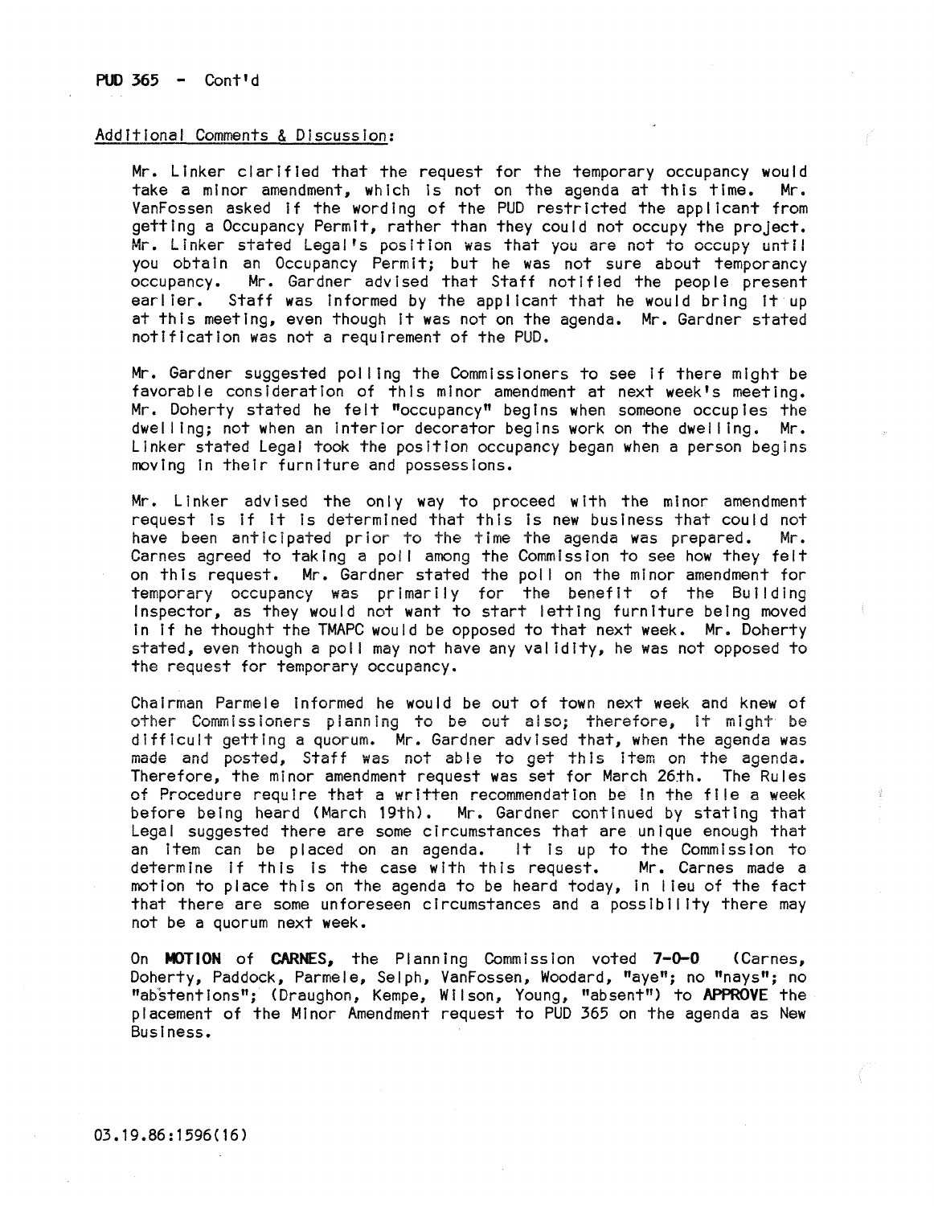PUD 365 - Cont'd

Additional Comments & Discussion:

Mr. Linker clarified that the request for the temporary occupancy would take a minor amendment, which is not on the agenda at this time. Mr. VanFossen asked if the wording of the PUD restricted the applicant from getting a Occupancy Permit, rather than they could not occupy the project. Mr. Linker stated Legal's position was that you are not to occupy until you obtain an Occupancy Permit; but he was not sure about temporancy occupancy. Mr. Gardner advised that Staff notified the people present earlier. Staff was informed by the applicant that he would bring it up at this meeting, even though it was not on the agenda. Mr. Gardner stated notification was not a requirement of the PUD.

Mr. Gardner suggested polling the Commissioners to see if there might be favorable consideration of this minor amendment at next week's meeting. Mr. Doherty stated he felt "occupancy" begins when someone occupies the dwelling; not when an interior decorator begins work on the dwelling. Mr. Linker stated Legal took the position occupancy began when a person begins moving in their furniture and possessions.

Mr. Linker advised the only way to proceed with the minor amendment request is if it is determined that this is new business that could not have been anticipated prior to the time the agenda was prepared. Mr. Carnes agreed to taking a poll among the Commission to see how they felt on this request. Mr. Gardner stated the poll on the minor amendment for temporary occupancy was primarily for the benefit of the Building Inspector, as they would not want to start letting furniture being moved in if he thought the TMAPC would be opposed to that next week. Mr. Doherty stated, even though a poll may not have any validity, he was not opposed to the request for temporary occupancy.

Chairman Parmele informed he would be out of town next week and knew of other Commissioners planning to be out also; therefore, it might be difficult getting a quorum. Mr. Gardner advised that, when the agenda was made and posted, Staff was not able to get this item on the agenda. Therefore, the minor amendment request was set for March 26th. The Rules of Procedure require that a written recommendation be in the file a week before being heard (March 19th). Mr. Gardner continued by stating that Legal suggested there are some circumstances that are unique enough that an item can be placed on an agenda. It is up to the Commission to determine if this is the case with this request. Mr. Carnes made a motion to place this on the agenda to be heard today, in lieu of the fact that there are some unforeseen circumstances and a possibility there may not be a quorum next week.

On **MOTION** of **CARNES**, the Planning Commission voted **7-0-0** (Carnes, Doherty, Paddock, Parmele, Selph, VanFossen, Woodard, "aye"; no "nays"; no "abstentions"; (Draughon, Kempe, Wilson, Young, "absent") to **APPROVE** the placement of the Minor Amendment request to PUD 365 on the agenda as New Business.

03.19.86:1596(16)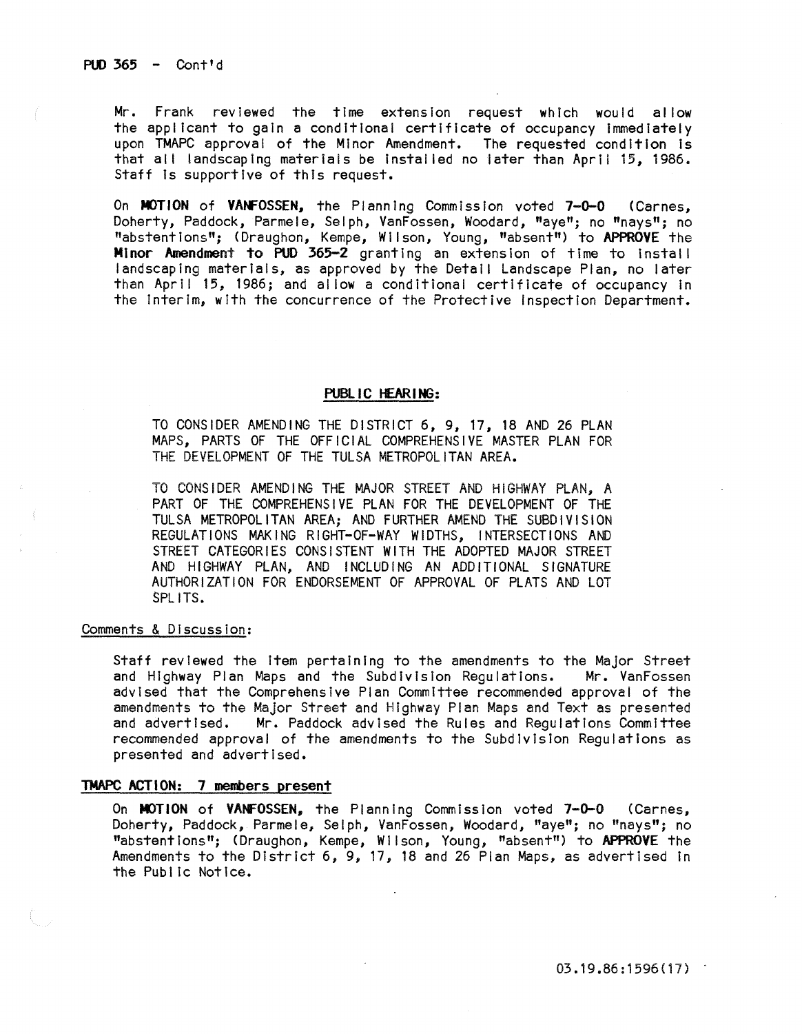PUD 365 - Cont'd

Mr. Frank reviewed the time extension request which would allow the applicant to gain a conditional certificate of occupancy immediately upon TMAPC approval of the Minor Amendment. The requested condition is that all landscaping materials be installed no later than April 15, 1986. Staff is supportive of this request.

On **MOTION** of **VANFOSSEN,** the Planning Commission voted **7-0-0** (Carnes, Doherty, Paddock, Parmele, Selph, VanFossen, Woodard, "aye"; no "nays"; no "abstentions"; (Draughon, Kempe, Wilson, Young, "absent") to **APPROVE** the **Minor Amendment to PUD 365-2** granting an extension of time to install landscaping materials, as approved by the Detail Landscape Plan, no later than April 15, 1986; and allow a conditional certificate of occupancy in the interim, with the concurrence of the Protective Inspection Department.

**PUBLIC HEARING:**

TO CONSIDER AMENDING THE DISTRICT 6, 9, 17, 18 AND 26 PLAN MAPS, PARTS OF THE OFFICIAL COMPREHENSIVE MASTER PLAN FOR THE DEVELOPMENT OF THE TULSA METROPOLITAN AREA.

TO CONSIDER AMENDING THE MAJOR STREET AND HIGHWAY PLAN, A PART OF THE COMPREHENSIVE PLAN FOR THE DEVELOPMENT OF THE TULSA METROPOLITAN AREA; AND FURTHER AMEND THE SUBDIVISION REGULATIONS MAKING RIGHT-OF-WAY WIDTHS, INTERSECTIONS AND STREET CATEGORIES CONSISTENT WITH THE ADOPTED MAJOR STREET AND HIGHWAY PLAN, AND INCLUDING AN ADDITIONAL SIGNATURE AUTHORIZATION FOR ENDORSEMENT OF APPROVAL OF PLATS AND LOT SPLITS.

Comments & Discussion:

Staff reviewed the item pertaining to the amendments to the Major Street and Highway Plan Maps and the Subdivision Regulations. Mr. VanFossen advised that the Comprehensive Plan Committee recommended approval of the amendments to the Major Street and Highway Plan Maps and Text as presented and advertised. Mr. Paddock advised the Rules and Regulations Committee recommended approval of the amendments to the Subdivision Regulations as presented and advertised.

**TMAPC ACTION: 7 members present**

On **MOTION** of **VANFOSSEN,** the Planning Commission voted **7-0-0** (Carnes, Doherty, Paddock, Parmele, Selph, VanFossen, Woodard, "aye"; no "nays"; no "abstentions"; (Draughon, Kempe, Wilson, Young, "absent") to **APPROVE** the Amendments to the District 6, 9, 17, 18 and 26 Plan Maps, as advertised in the Public Notice.

03.19.86:1596(17)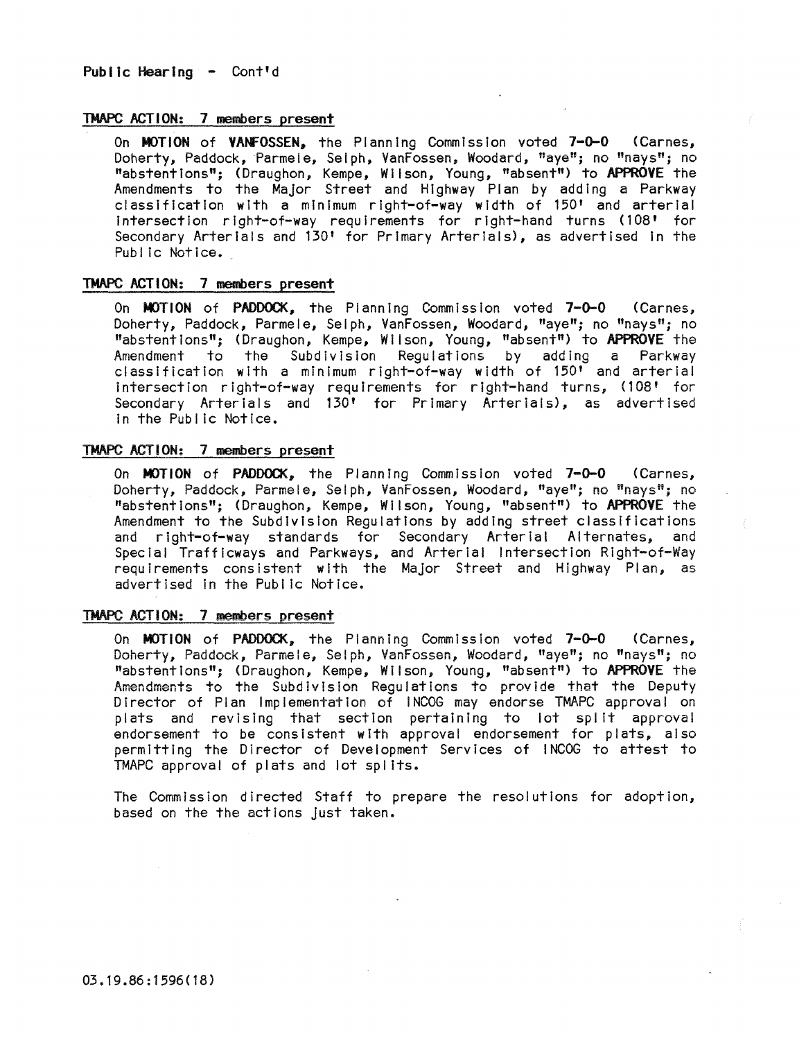Public Hearing - Cont'd

TMAPC ACTION: 7 members present

On **MOTION** of **VANFOSSEN**, the Planning Commission voted **7-0-0** (Carnes, Doherty, Paddock, Parmele, Selph, VanFossen, Woodard, "aye"; no "nays"; no "abstentions"; (Draughon, Kempe, Wilson, Young, "absent") to **APPROVE** the Amendments to the Major Street and Highway Plan by adding a Parkway classification with a minimum right-of-way width of 150' and arterial intersection right-of-way requirements for right-hand turns (108' for Secondary Arterials and 130' for Primary Arterials), as advertised in the Public Notice.

TMAPC ACTION: 7 members present

On **MOTION** of **PADDOCK**, the Planning Commission voted **7-0-0** (Carnes, Doherty, Paddock, Parmele, Selph, VanFossen, Woodard, "aye"; no "nays"; no "abstentions"; (Draughon, Kempe, Wilson, Young, "absent") to **APPROVE** the Amendment to the Subdivision Regulations by adding a Parkway classification with a minimum right-of-way width of 150' and arterial intersection right-of-way requirements for right-hand turns, (108' for Secondary Arterials and 130' for Primary Arterials), as advertised in the Public Notice.

TMAPC ACTION: 7 members present

On **MOTION** of **PADDOCK**, the Planning Commission voted **7-0-0** (Carnes, Doherty, Paddock, Parmele, Selph, VanFossen, Woodard, "aye"; no "nays"; no "abstentions"; (Draughon, Kempe, Wilson, Young, "absent") to **APPROVE** the Amendment to the Subdivision Regulations by adding street classifications and right-of-way standards for Secondary Arterial Alternates, and Special Trafficways and Parkways, and Arterial Intersection Right-of-Way requirements consistent with the Major Street and Highway Plan, as advertised in the Public Notice.

TMAPC ACTION: 7 members present

On **MOTION** of **PADDOCK**, the Planning Commission voted **7-0-0** (Carnes, Doherty, Paddock, Parmele, Selph, VanFossen, Woodard, "aye"; no "nays"; no "abstentions"; (Draughon, Kempe, Wilson, Young, "absent") to **APPROVE** the Amendments to the Subdivision Regulations to provide that the Deputy Director of Plan Implementation of INCOG may endorse TMAPC approval on plats and revising that section pertaining to lot split approval endorsement to be consistent with approval endorsement for plats, also permitting the Director of Development Services of INCOG to attest to TMAPC approval of plats and lot splits.

The Commission directed Staff to prepare the resolutions for adoption, based on the the actions just taken.

03.19.86:1596(18)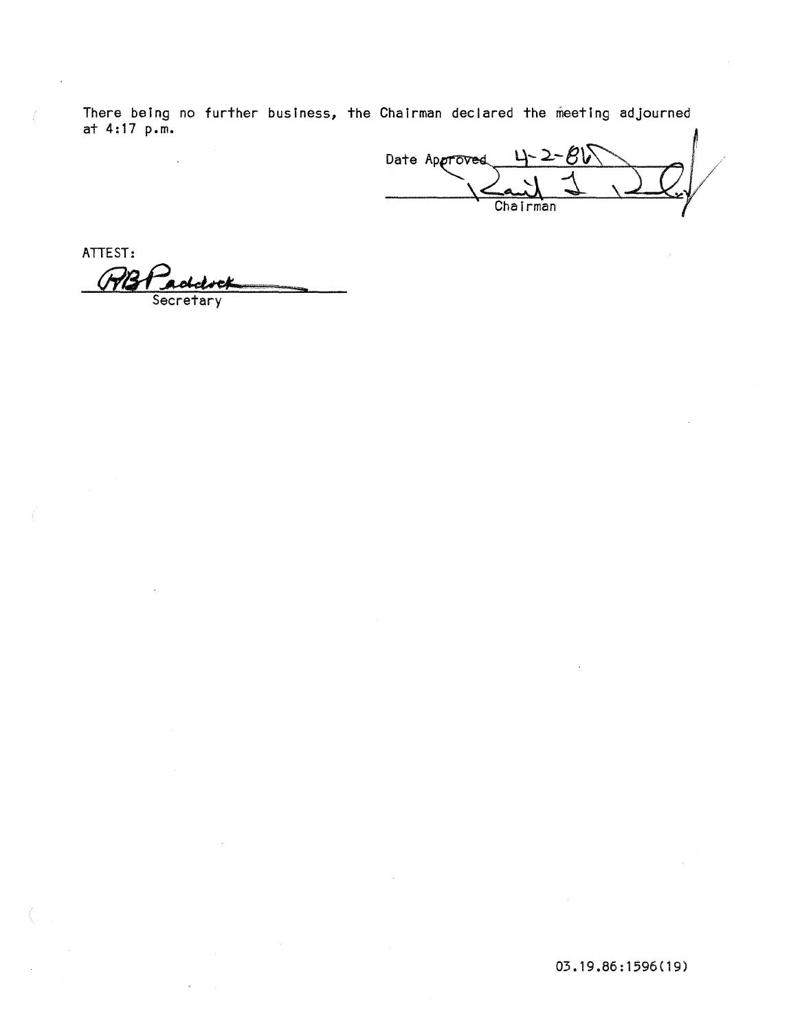There being no further business, the Chairman declared the meeting adjourned at 4:17 p.m.

Date Approved 4-2-86

Chairman

ATTEST:

RB Paddock

Secretary

03.19.86:1596(19)